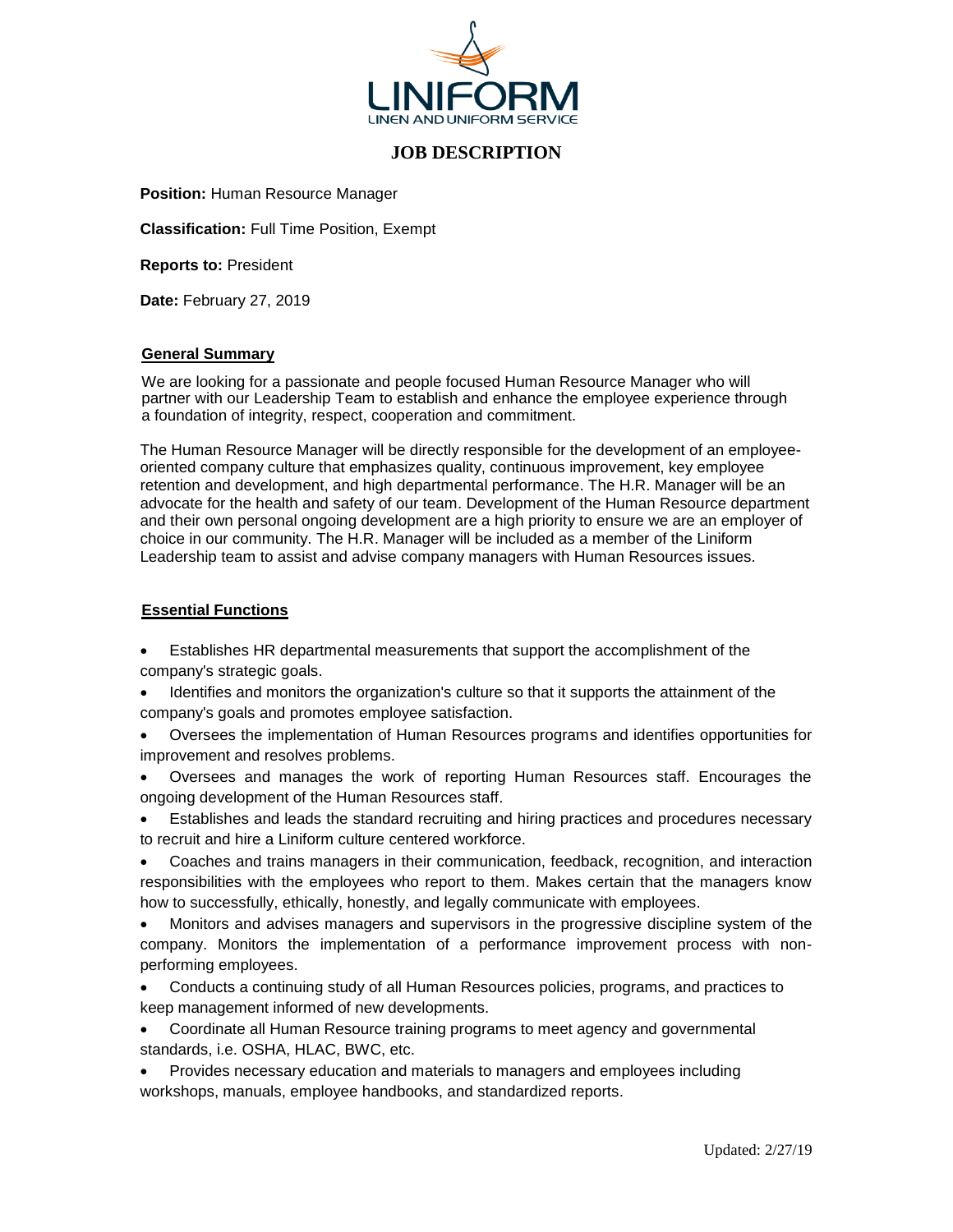LINIFORM
LINEN AND UNIFORM SERVICE

# JOB DESCRIPTION

**Position:** Human Resource Manager

**Classification:** Full Time Position, Exempt

**Reports to:** President

**Date:** February 27, 2019

## General Summary

We are looking for a passionate and people focused Human Resource Manager who will partner with our Leadership Team to establish and enhance the employee experience through a foundation of integrity, respect, cooperation and commitment.

The Human Resource Manager will be directly responsible for the development of an employee-oriented company culture that emphasizes quality, continuous improvement, key employee retention and development, and high departmental performance. The H.R. Manager will be an advocate for the health and safety of our team. Development of the Human Resource department and their own personal ongoing development are a high priority to ensure we are an employer of choice in our community. The H.R. Manager will be included as a member of the Liniform Leadership team to assist and advise company managers with Human Resources issues.

## Essential Functions

- Establishes HR departmental measurements that support the accomplishment of the company's strategic goals.
- Identifies and monitors the organization's culture so that it supports the attainment of the company's goals and promotes employee satisfaction.
- Oversees the implementation of Human Resources programs and identifies opportunities for improvement and resolves problems.
- Oversees and manages the work of reporting Human Resources staff. Encourages the ongoing development of the Human Resources staff.
- Establishes and leads the standard recruiting and hiring practices and procedures necessary to recruit and hire a Liniform culture centered workforce.
- Coaches and trains managers in their communication, feedback, recognition, and interaction responsibilities with the employees who report to them. Makes certain that the managers know how to successfully, ethically, honestly, and legally communicate with employees.
- Monitors and advises managers and supervisors in the progressive discipline system of the company. Monitors the implementation of a performance improvement process with non-performing employees.
- Conducts a continuing study of all Human Resources policies, programs, and practices to keep management informed of new developments.
- Coordinate all Human Resource training programs to meet agency and governmental standards, i.e. OSHA, HLAC, BWC, etc.
- Provides necessary education and materials to managers and employees including workshops, manuals, employee handbooks, and standardized reports.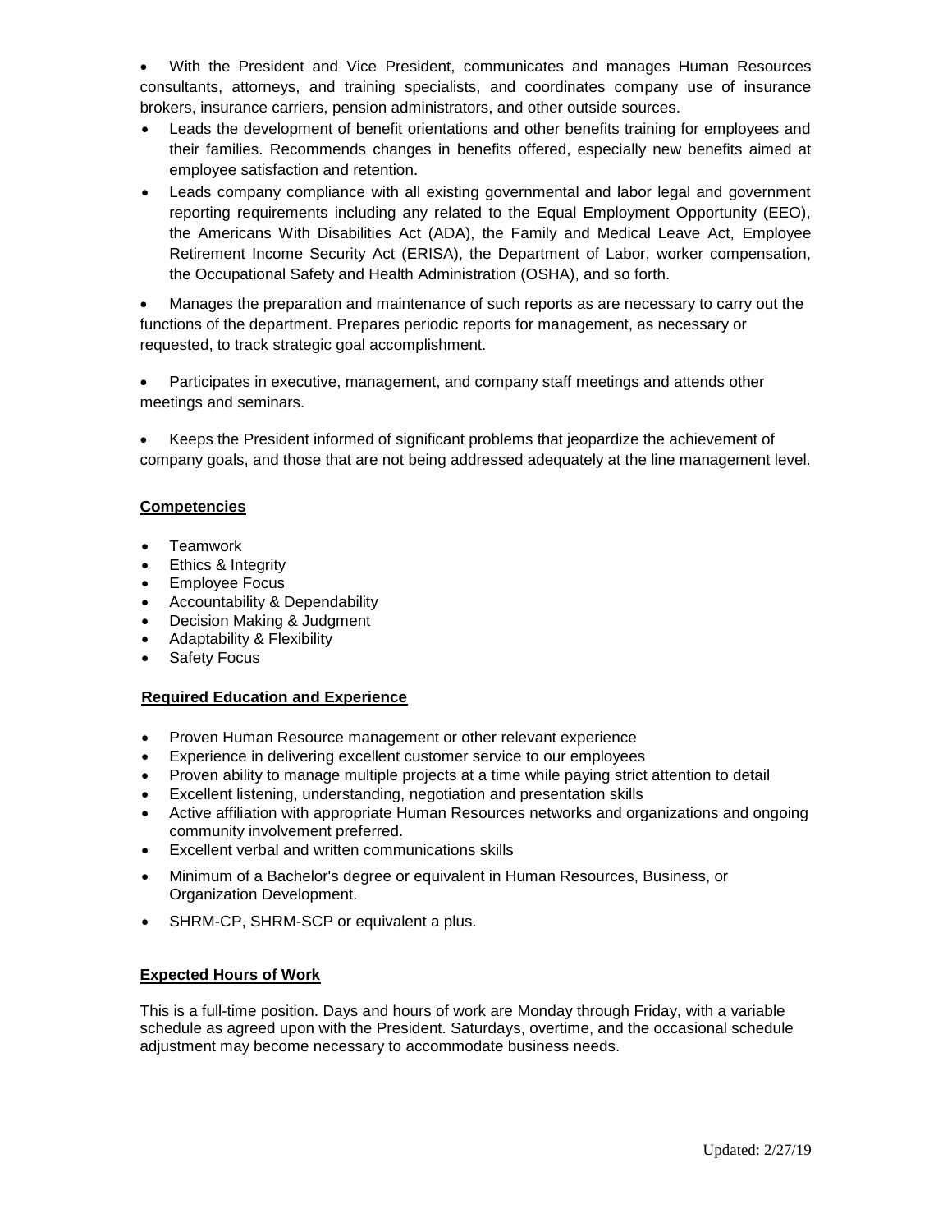- With the President and Vice President, communicates and manages Human Resources consultants, attorneys, and training specialists, and coordinates company use of insurance brokers, insurance carriers, pension administrators, and other outside sources.
- Leads the development of benefit orientations and other benefits training for employees and their families. Recommends changes in benefits offered, especially new benefits aimed at employee satisfaction and retention.
- Leads company compliance with all existing governmental and labor legal and government reporting requirements including any related to the Equal Employment Opportunity (EEO), the Americans With Disabilities Act (ADA), the Family and Medical Leave Act, Employee Retirement Income Security Act (ERISA), the Department of Labor, worker compensation, the Occupational Safety and Health Administration (OSHA), and so forth.
- Manages the preparation and maintenance of such reports as are necessary to carry out the functions of the department. Prepares periodic reports for management, as necessary or requested, to track strategic goal accomplishment.
- Participates in executive, management, and company staff meetings and attends other meetings and seminars.
- Keeps the President informed of significant problems that jeopardize the achievement of company goals, and those that are not being addressed adequately at the line management level.

**Competencies**

- Teamwork
- Ethics & Integrity
- Employee Focus
- Accountability & Dependability
- Decision Making & Judgment
- Adaptability & Flexibility
- Safety Focus

**Required Education and Experience**

- Proven Human Resource management or other relevant experience
- Experience in delivering excellent customer service to our employees
- Proven ability to manage multiple projects at a time while paying strict attention to detail
- Excellent listening, understanding, negotiation and presentation skills
- Active affiliation with appropriate Human Resources networks and organizations and ongoing community involvement preferred.
- Excellent verbal and written communications skills
- Minimum of a Bachelor's degree or equivalent in Human Resources, Business, or Organization Development.
- SHRM-CP, SHRM-SCP or equivalent a plus.

**Expected Hours of Work**

This is a full-time position. Days and hours of work are Monday through Friday, with a variable schedule as agreed upon with the President. Saturdays, overtime, and the occasional schedule adjustment may become necessary to accommodate business needs.

Updated: 2/27/19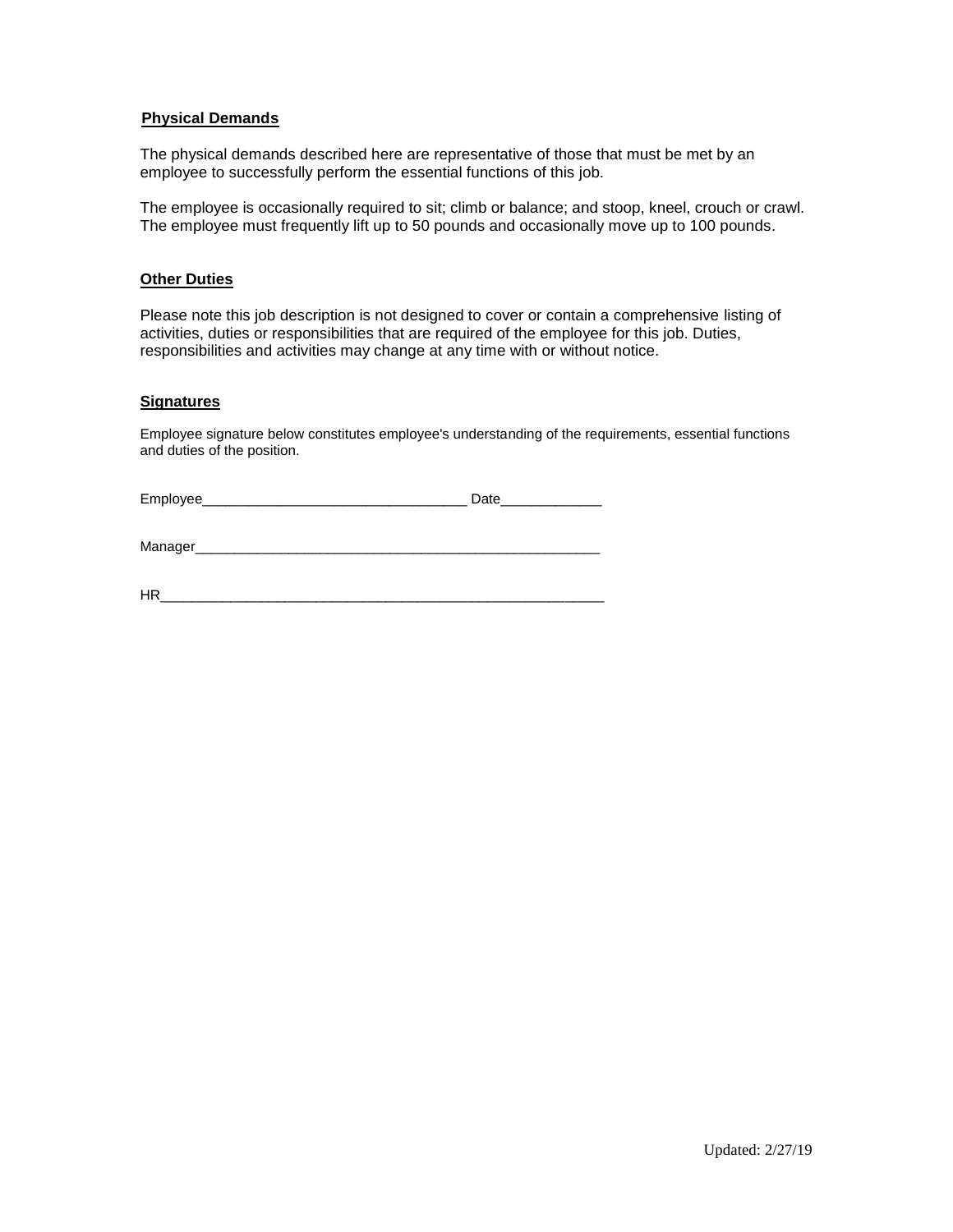**Physical Demands**

The physical demands described here are representative of those that must be met by an employee to successfully perform the essential functions of this job.

The employee is occasionally required to sit; climb or balance; and stoop, kneel, crouch or crawl. The employee must frequently lift up to 50 pounds and occasionally move up to 100 pounds.

**Other Duties**

Please note this job description is not designed to cover or contain a comprehensive listing of activities, duties or responsibilities that are required of the employee for this job. Duties, responsibilities and activities may change at any time with or without notice.

**Signatures**

Employee signature below constitutes employee's understanding of the requirements, essential functions and duties of the position.

Employee_________________________________ Date_____________

Manager___________________________________________________

HR________________________________________________________

Updated: 2/27/19